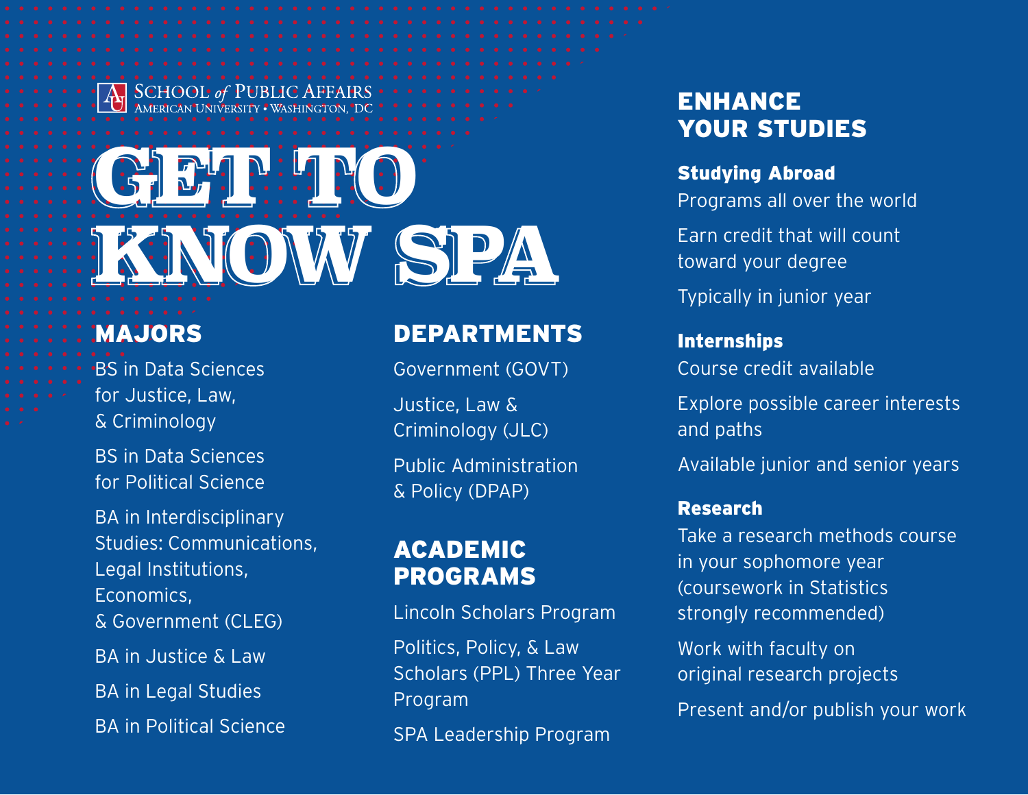SCHOOL *of* PUBLIC AFFAIRS
AMERICAN UNIVERSITY • WASHINGTON, DC

# GET TO KNOW SPA

## MAJORS

BS in Data Sciences for Justice, Law, & Criminology

BS in Data Sciences for Political Science

BA in Interdisciplinary Studies: Communications, Legal Institutions, Economics, & Government (CLEG)

BA in Justice & Law

BA in Legal Studies

BA in Political Science

## DEPARTMENTS

Government (GOVT)

Justice, Law & Criminology (JLC)

Public Administration & Policy (DPAP)

## ACADEMIC PROGRAMS

Lincoln Scholars Program

Politics, Policy, & Law Scholars (PPL) Three Year Program

SPA Leadership Program

## ENHANCE YOUR STUDIES

### Studying Abroad

Programs all over the world

Earn credit that will count toward your degree

Typically in junior year

### Internships

Course credit available

Explore possible career interests and paths

Available junior and senior years

### Research

Take a research methods course in your sophomore year (coursework in Statistics strongly recommended)

Work with faculty on original research projects

Present and/or publish your work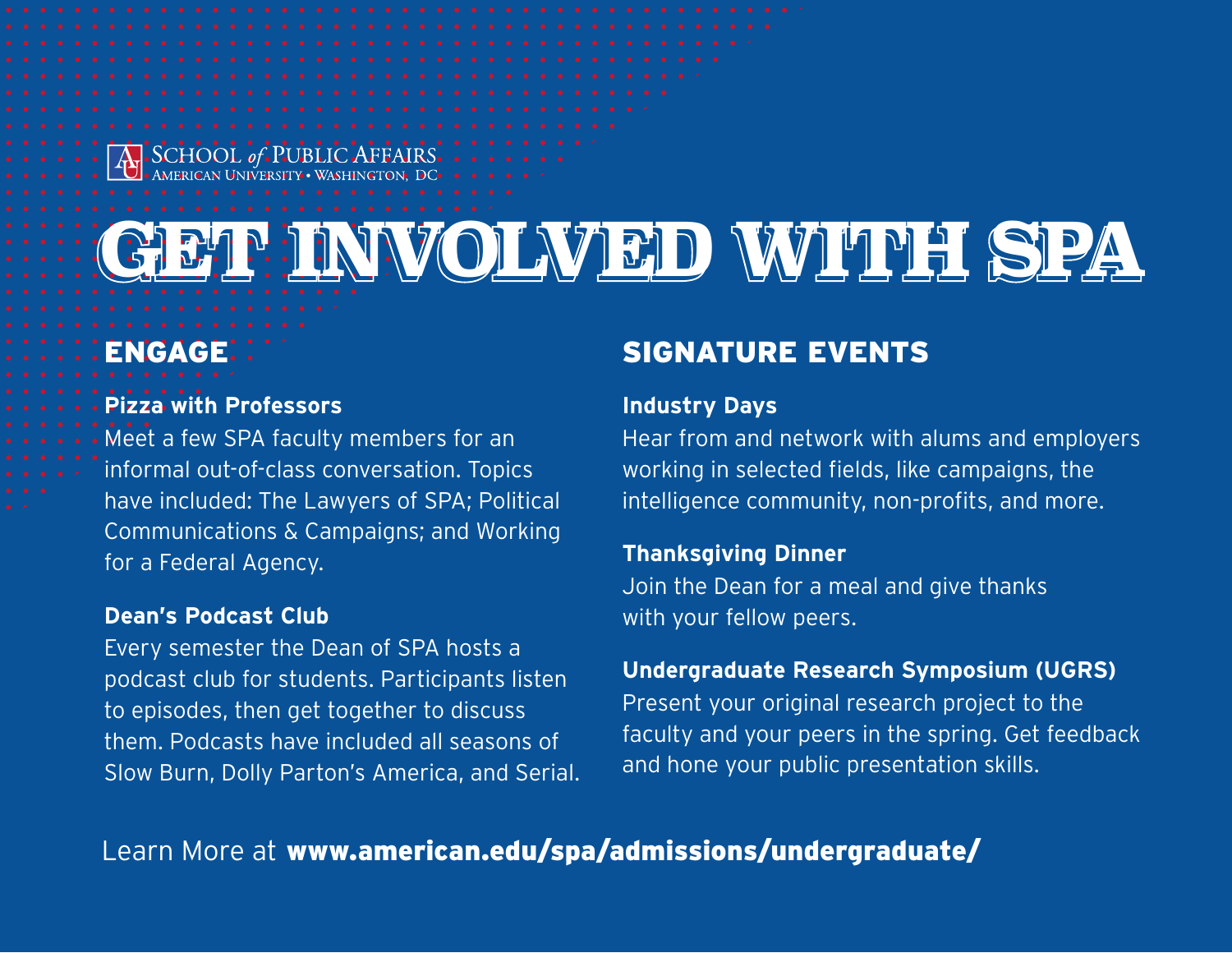SCHOOL *of* PUBLIC AFFAIRS
AMERICAN UNIVERSITY • WASHINGTON, DC

# GET INVOLVED WITH SPA

## ENGAGE

**Pizza with Professors**
Meet a few SPA faculty members for an informal out-of-class conversation. Topics have included: The Lawyers of SPA; Political Communications & Campaigns; and Working for a Federal Agency.

**Dean's Podcast Club**
Every semester the Dean of SPA hosts a podcast club for students. Participants listen to episodes, then get together to discuss them. Podcasts have included all seasons of Slow Burn, Dolly Parton's America, and Serial.

## SIGNATURE EVENTS

**Industry Days**
Hear from and network with alums and employers working in selected fields, like campaigns, the intelligence community, non-profits, and more.

**Thanksgiving Dinner**
Join the Dean for a meal and give thanks with your fellow peers.

**Undergraduate Research Symposium (UGRS)**
Present your original research project to the faculty and your peers in the spring. Get feedback and hone your public presentation skills.

Learn More at **www.american.edu/spa/admissions/undergraduate/**